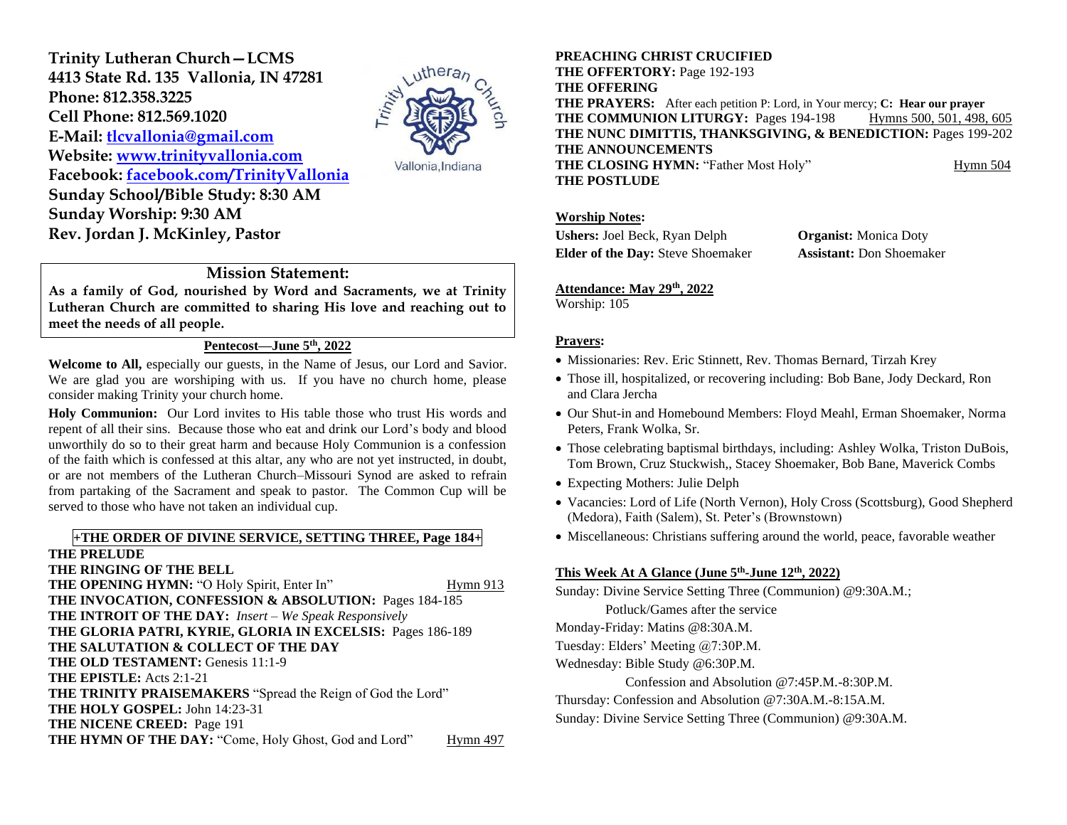**Trinity Lutheran Church—LCMS**
**4413 State Rd. 135 Vallonia, IN 47281**
**Phone: 812.358.3225**
**Cell Phone: 812.569.1020**
**E-Mail: tlcvallonia@gmail.com**
**Website: www.trinityvallonia.com**
**Facebook: facebook.com/TrinityVallonia**
**Sunday School/Bible Study: 8:30 AM**
**Sunday Worship: 9:30 AM**
**Rev. Jordan J. McKinley, Pastor**

Trinity Lutheran Church
Vallonia, Indiana

## Mission Statement:

**As a family of God, nourished by Word and Sacraments, we at Trinity Lutheran Church are committed to sharing His love and reaching out to meet the needs of all people.**

### Pentecost—June 5th, 2022

**Welcome to All,** especially our guests, in the Name of Jesus, our Lord and Savior. We are glad you are worshiping with us. If you have no church home, please consider making Trinity your church home.

**Holy Communion:** Our Lord invites to His table those who trust His words and repent of all their sins. Because those who eat and drink our Lord's body and blood unworthily do so to their great harm and because Holy Communion is a confession of the faith which is confessed at this altar, any who are not yet instructed, in doubt, or are not members of the Lutheran Church–Missouri Synod are asked to refrain from partaking of the Sacrament and speak to pastor. The Common Cup will be served to those who have not taken an individual cup.

**+THE ORDER OF DIVINE SERVICE, SETTING THREE, Page 184+**

**THE PRELUDE**
**THE RINGING OF THE BELL**
**THE OPENING HYMN:** "O Holy Spirit, Enter In" Hymn 913
**THE INVOCATION, CONFESSION & ABSOLUTION:** Pages 184-185
**THE INTROIT OF THE DAY:** *Insert – We Speak Responsively*
**THE GLORIA PATRI, KYRIE, GLORIA IN EXCELSIS:** Pages 186-189
**THE SALUTATION & COLLECT OF THE DAY**
**THE OLD TESTAMENT:** Genesis 11:1-9
**THE EPISTLE:** Acts 2:1-21
**THE TRINITY PRAISEMAKERS** "Spread the Reign of God the Lord"
**THE HOLY GOSPEL:** John 14:23-31
**THE NICENE CREED:** Page 191
**THE HYMN OF THE DAY:** "Come, Holy Ghost, God and Lord" Hymn 497
**PREACHING CHRIST CRUCIFIED**
**THE OFFERTORY:** Page 192-193
**THE OFFERING**
**THE PRAYERS:** After each petition P: Lord, in Your mercy; **C: Hear our prayer**
**THE COMMUNION LITURGY:** Pages 194-198 Hymns 500, 501, 498, 605
**THE NUNC DIMITTIS, THANKSGIVING, & BENEDICTION:** Pages 199-202
**THE ANNOUNCEMENTS**
**THE CLOSING HYMN:** "Father Most Holy" Hymn 504
**THE POSTLUDE**

**Worship Notes:**

**Ushers:** Joel Beck, Ryan Delph
**Organist:** Monica Doty
**Elder of the Day:** Steve Shoemaker
**Assistant:** Don Shoemaker

**Attendance: May 29th, 2022**
Worship: 105

**Prayers:**

- Missionaries: Rev. Eric Stinnett, Rev. Thomas Bernard, Tirzah Krey
- Those ill, hospitalized, or recovering including: Bob Bane, Jody Deckard, Ron and Clara Jercha
- Our Shut-in and Homebound Members: Floyd Meahl, Erman Shoemaker, Norma Peters, Frank Wolka, Sr.
- Those celebrating baptismal birthdays, including: Ashley Wolka, Triston DuBois, Tom Brown, Cruz Stuckwish,, Stacey Shoemaker, Bob Bane, Maverick Combs
- Expecting Mothers: Julie Delph
- Vacancies: Lord of Life (North Vernon), Holy Cross (Scottsburg), Good Shepherd (Medora), Faith (Salem), St. Peter's (Brownstown)
- Miscellaneous: Christians suffering around the world, peace, favorable weather

**This Week At A Glance (June 5th-June 12th, 2022)**

Sunday: Divine Service Setting Three (Communion) @9:30A.M.;
Potluck/Games after the service
Monday-Friday: Matins @8:30A.M.
Tuesday: Elders' Meeting @7:30P.M.
Wednesday: Bible Study @6:30P.M.
Confession and Absolution @7:45P.M.-8:30P.M.
Thursday: Confession and Absolution @7:30A.M.-8:15A.M.
Sunday: Divine Service Setting Three (Communion) @9:30A.M.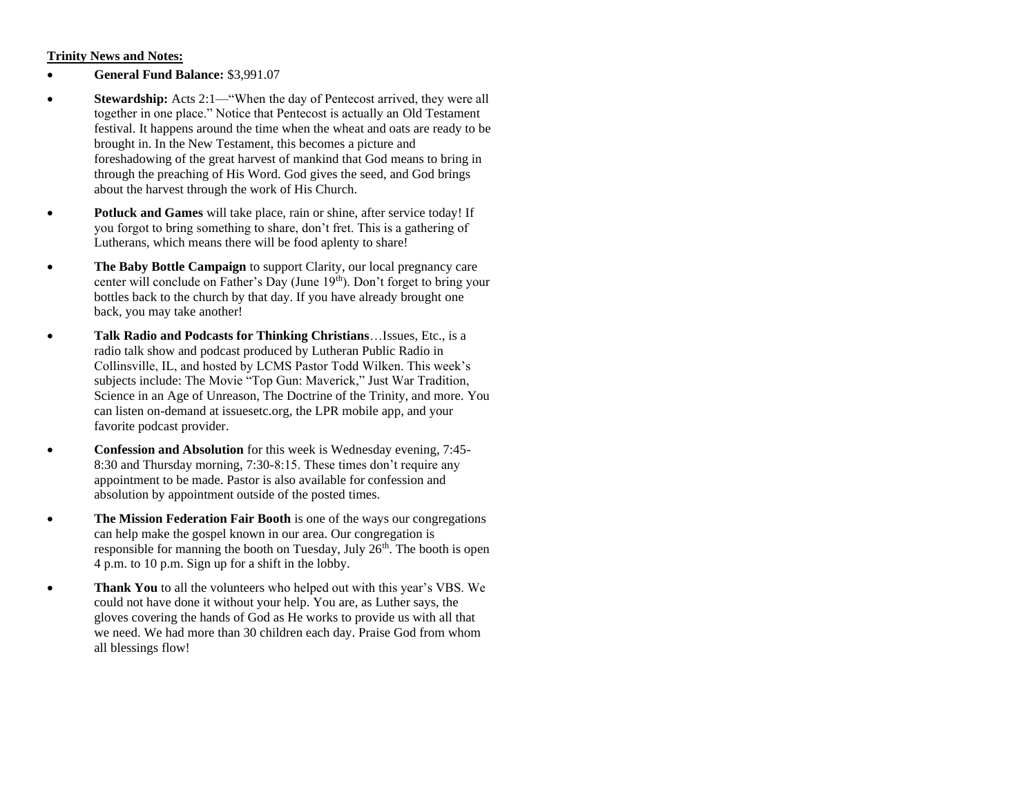**<u>Trinity News and Notes:</u>**

- **General Fund Balance:** $3,991.07
- **Stewardship:** Acts 2:1—"When the day of Pentecost arrived, they were all together in one place." Notice that Pentecost is actually an Old Testament festival. It happens around the time when the wheat and oats are ready to be brought in. In the New Testament, this becomes a picture and foreshadowing of the great harvest of mankind that God means to bring in through the preaching of His Word. God gives the seed, and God brings about the harvest through the work of His Church.
- **Potluck and Games** will take place, rain or shine, after service today! If you forgot to bring something to share, don't fret. This is a gathering of Lutherans, which means there will be food aplenty to share!
- **The Baby Bottle Campaign** to support Clarity, our local pregnancy care center will conclude on Father's Day (June 19th). Don't forget to bring your bottles back to the church by that day. If you have already brought one back, you may take another!
- **Talk Radio and Podcasts for Thinking Christians**…Issues, Etc., is a radio talk show and podcast produced by Lutheran Public Radio in Collinsville, IL, and hosted by LCMS Pastor Todd Wilken. This week's subjects include: The Movie "Top Gun: Maverick," Just War Tradition, Science in an Age of Unreason, The Doctrine of the Trinity, and more. You can listen on-demand at issuesetc.org, the LPR mobile app, and your favorite podcast provider.
- **Confession and Absolution** for this week is Wednesday evening, 7:45-8:30 and Thursday morning, 7:30-8:15. These times don't require any appointment to be made. Pastor is also available for confession and absolution by appointment outside of the posted times.
- **The Mission Federation Fair Booth** is one of the ways our congregations can help make the gospel known in our area. Our congregation is responsible for manning the booth on Tuesday, July 26th. The booth is open 4 p.m. to 10 p.m. Sign up for a shift in the lobby.
- **Thank You** to all the volunteers who helped out with this year's VBS. We could not have done it without your help. You are, as Luther says, the gloves covering the hands of God as He works to provide us with all that we need. We had more than 30 children each day. Praise God from whom all blessings flow!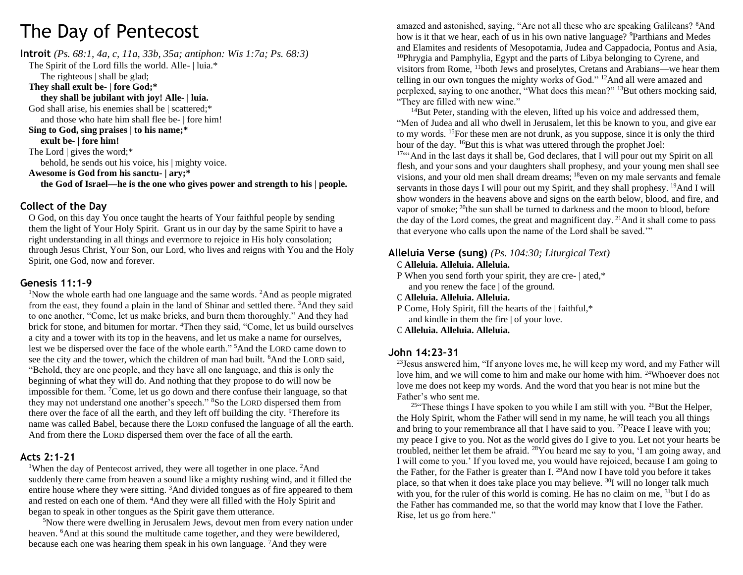# The Day of Pentecost

## Introit *(Ps. 68:1, 4a, c, 11a, 33b, 35a; antiphon: Wis 1:7a; Ps. 68:3)*

The Spirit of the Lord fills the world. Alle- | luia.*
The righteous | shall be glad;
**They shall exult be- | fore God;***
**they shall be jubilant with joy! Alle- | luia.**
God shall arise, his enemies shall be | scattered;*
and those who hate him shall flee be- | fore him!
**Sing to God, sing praises | to his name;***
**exult be- | fore him!**
The Lord | gives the word;*
behold, he sends out his voice, his | mighty voice.
**Awesome is God from his sanctu- | ary;***
**the God of Israel—he is the one who gives power and strength to his | people.**

## Collect of the Day

O God, on this day You once taught the hearts of Your faithful people by sending them the light of Your Holy Spirit. Grant us in our day by the same Spirit to have a right understanding in all things and evermore to rejoice in His holy consolation; through Jesus Christ, Your Son, our Lord, who lives and reigns with You and the Holy Spirit, one God, now and forever.

## Genesis 11:1–9

[1]Now the whole earth had one language and the same words. [2]And as people migrated from the east, they found a plain in the land of Shinar and settled there. [3]And they said to one another, "Come, let us make bricks, and burn them thoroughly." And they had brick for stone, and bitumen for mortar. [4]Then they said, "Come, let us build ourselves a city and a tower with its top in the heavens, and let us make a name for ourselves, lest we be dispersed over the face of the whole earth." [5]And the LORD came down to see the city and the tower, which the children of man had built. [6]And the LORD said, "Behold, they are one people, and they have all one language, and this is only the beginning of what they will do. And nothing that they propose to do will now be impossible for them. [7]Come, let us go down and there confuse their language, so that they may not understand one another's speech." [8]So the LORD dispersed them from there over the face of all the earth, and they left off building the city. [9]Therefore its name was called Babel, because there the LORD confused the language of all the earth. And from there the LORD dispersed them over the face of all the earth.

## Acts 2:1–21

[1]When the day of Pentecost arrived, they were all together in one place. [2]And suddenly there came from heaven a sound like a mighty rushing wind, and it filled the entire house where they were sitting. [3]And divided tongues as of fire appeared to them and rested on each one of them. [4]And they were all filled with the Holy Spirit and began to speak in other tongues as the Spirit gave them utterance.

[5]Now there were dwelling in Jerusalem Jews, devout men from every nation under heaven. [6]And at this sound the multitude came together, and they were bewildered, because each one was hearing them speak in his own language. [7]And they were amazed and astonished, saying, "Are not all these who are speaking Galileans? [8]And how is it that we hear, each of us in his own native language? [9]Parthians and Medes and Elamites and residents of Mesopotamia, Judea and Cappadocia, Pontus and Asia, [10]Phrygia and Pamphylia, Egypt and the parts of Libya belonging to Cyrene, and visitors from Rome, [11]both Jews and proselytes, Cretans and Arabians—we hear them telling in our own tongues the mighty works of God." [12]And all were amazed and perplexed, saying to one another, "What does this mean?" [13]But others mocking said, "They are filled with new wine."

[14]But Peter, standing with the eleven, lifted up his voice and addressed them, "Men of Judea and all who dwell in Jerusalem, let this be known to you, and give ear to my words. [15]For these men are not drunk, as you suppose, since it is only the third hour of the day. [16]But this is what was uttered through the prophet Joel:
[17]"'And in the last days it shall be, God declares, that I will pour out my Spirit on all flesh, and your sons and your daughters shall prophesy, and your young men shall see visions, and your old men shall dream dreams; [18]even on my male servants and female servants in those days I will pour out my Spirit, and they shall prophesy. [19]And I will show wonders in the heavens above and signs on the earth below, blood, and fire, and vapor of smoke; [20]the sun shall be turned to darkness and the moon to blood, before the day of the Lord comes, the great and magnificent day. [21]And it shall come to pass that everyone who calls upon the name of the Lord shall be saved.'"

## Alleluia Verse (sung) *(Ps. 104:30; Liturgical Text)*

C **Alleluia. Alleluia. Alleluia.**
P When you send forth your spirit, they are cre- | ated,*
and you renew the face | of the ground.
C **Alleluia. Alleluia. Alleluia.**
P Come, Holy Spirit, fill the hearts of the | faithful,*
and kindle in them the fire | of your love.
C **Alleluia. Alleluia. Alleluia.**

## John 14:23–31

[23]Jesus answered him, "If anyone loves me, he will keep my word, and my Father will love him, and we will come to him and make our home with him. [24]Whoever does not love me does not keep my words. And the word that you hear is not mine but the Father's who sent me.

[25]"These things I have spoken to you while I am still with you. [26]But the Helper, the Holy Spirit, whom the Father will send in my name, he will teach you all things and bring to your remembrance all that I have said to you. [27]Peace I leave with you; my peace I give to you. Not as the world gives do I give to you. Let not your hearts be troubled, neither let them be afraid. [28]You heard me say to you, 'I am going away, and I will come to you.' If you loved me, you would have rejoiced, because I am going to the Father, for the Father is greater than I. [29]And now I have told you before it takes place, so that when it does take place you may believe. [30]I will no longer talk much with you, for the ruler of this world is coming. He has no claim on me, [31]but I do as the Father has commanded me, so that the world may know that I love the Father. Rise, let us go from here."